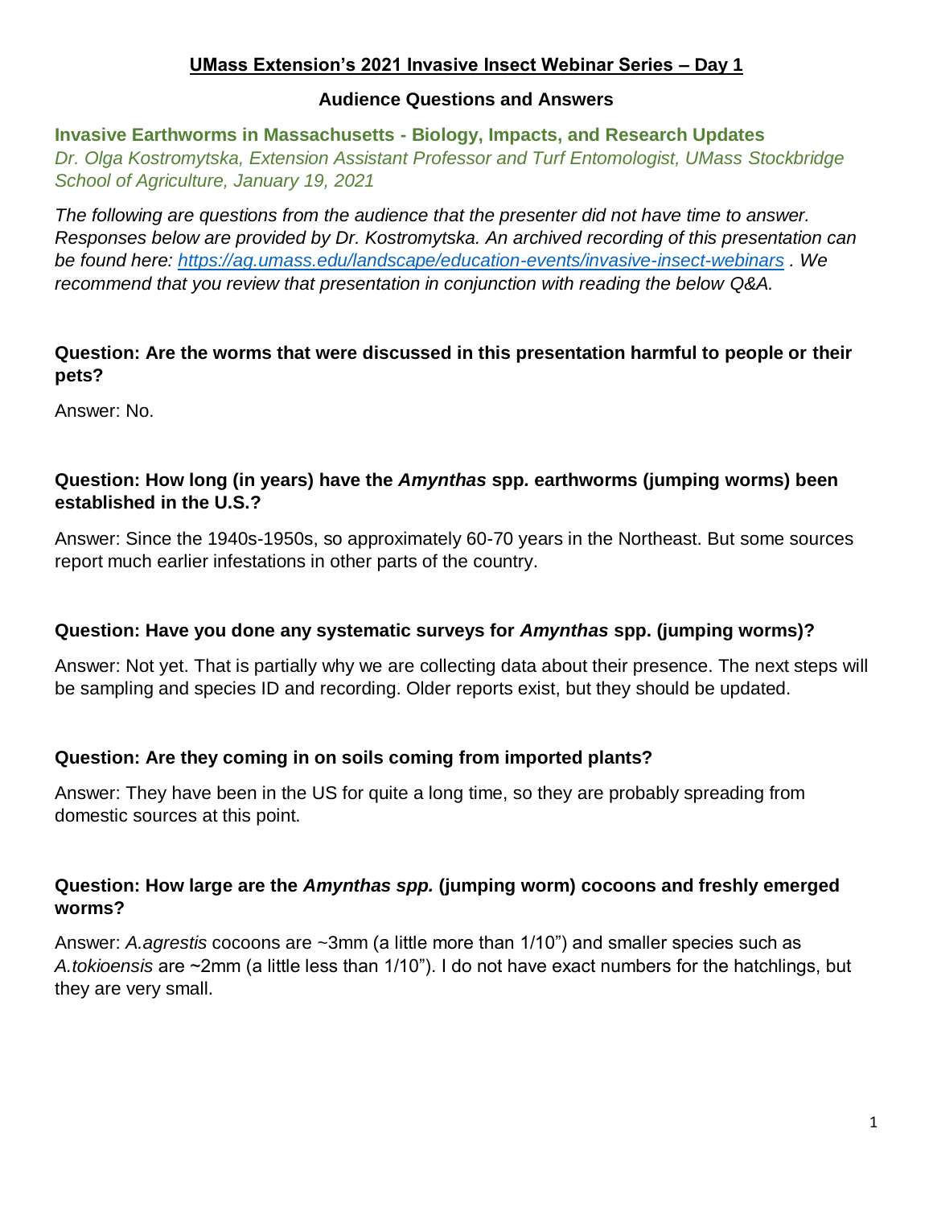# UMass Extension's 2021 Invasive Insect Webinar Series – Day 1

## Audience Questions and Answers

### Invasive Earthworms in Massachusetts - Biology, Impacts, and Research Updates

*Dr. Olga Kostromytska, Extension Assistant Professor and Turf Entomologist, UMass Stockbridge School of Agriculture, January 19, 2021*

*The following are questions from the audience that the presenter did not have time to answer. Responses below are provided by Dr. Kostromytska. An archived recording of this presentation can be found here: [https://ag.umass.edu/landscape/education-events/invasive-insect-webinars](https://ag.umass.edu/landscape/education-events/invasive-insect-webinars) . We recommend that you review that presentation in conjunction with reading the below Q&A.*

**Question: Are the worms that were discussed in this presentation harmful to people or their pets?**

Answer: No.

**Question: How long (in years) have the *Amynthas* spp. earthworms (jumping worms) been established in the U.S.?**

Answer: Since the 1940s-1950s, so approximately 60-70 years in the Northeast. But some sources report much earlier infestations in other parts of the country.

**Question: Have you done any systematic surveys for *Amynthas* spp. (jumping worms)?**

Answer: Not yet. That is partially why we are collecting data about their presence. The next steps will be sampling and species ID and recording. Older reports exist, but they should be updated.

**Question: Are they coming in on soils coming from imported plants?**

Answer: They have been in the US for quite a long time, so they are probably spreading from domestic sources at this point.

**Question: How large are the *Amynthas spp.* (jumping worm) cocoons and freshly emerged worms?**

Answer: *A.agrestis* cocoons are ~3mm (a little more than 1/10") and smaller species such as *A.tokioensis* are ~2mm (a little less than 1/10"). I do not have exact numbers for the hatchlings, but they are very small.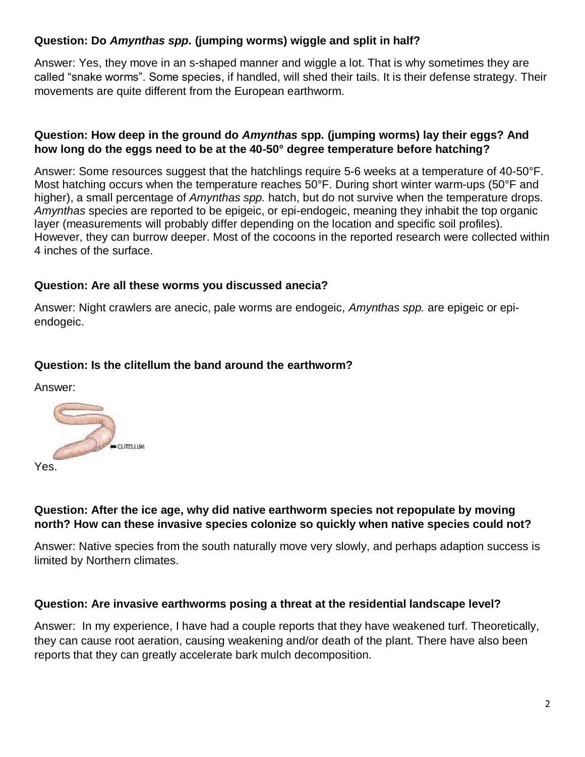**Question: Do *Amynthas spp.* (jumping worms) wiggle and split in half?**

Answer: Yes, they move in an s-shaped manner and wiggle a lot. That is why sometimes they are called "snake worms". Some species, if handled, will shed their tails. It is their defense strategy. Their movements are quite different from the European earthworm.

**Question: How deep in the ground do *Amynthas* spp. (jumping worms) lay their eggs? And how long do the eggs need to be at the 40-50° degree temperature before hatching?**

Answer: Some resources suggest that the hatchlings require 5-6 weeks at a temperature of 40-50°F. Most hatching occurs when the temperature reaches 50°F. During short winter warm-ups (50°F and higher), a small percentage of *Amynthas spp.* hatch, but do not survive when the temperature drops. *Amynthas* species are reported to be epigeic, or epi-endogeic, meaning they inhabit the top organic layer (measurements will probably differ depending on the location and specific soil profiles). However, they can burrow deeper. Most of the cocoons in the reported research were collected within 4 inches of the surface.

**Question: Are all these worms you discussed anecia?**

Answer: Night crawlers are anecic, pale worms are endogeic, *Amynthas spp.* are epigeic or epi-endogeic.

**Question: Is the clitellum the band around the earthworm?**

Answer:

CLITELLUM

Yes.

**Question: After the ice age, why did native earthworm species not repopulate by moving north? How can these invasive species colonize so quickly when native species could not?**

Answer: Native species from the south naturally move very slowly, and perhaps adaption success is limited by Northern climates.

**Question: Are invasive earthworms posing a threat at the residential landscape level?**

Answer: In my experience, I have had a couple reports that they have weakened turf. Theoretically, they can cause root aeration, causing weakening and/or death of the plant. There have also been reports that they can greatly accelerate bark mulch decomposition.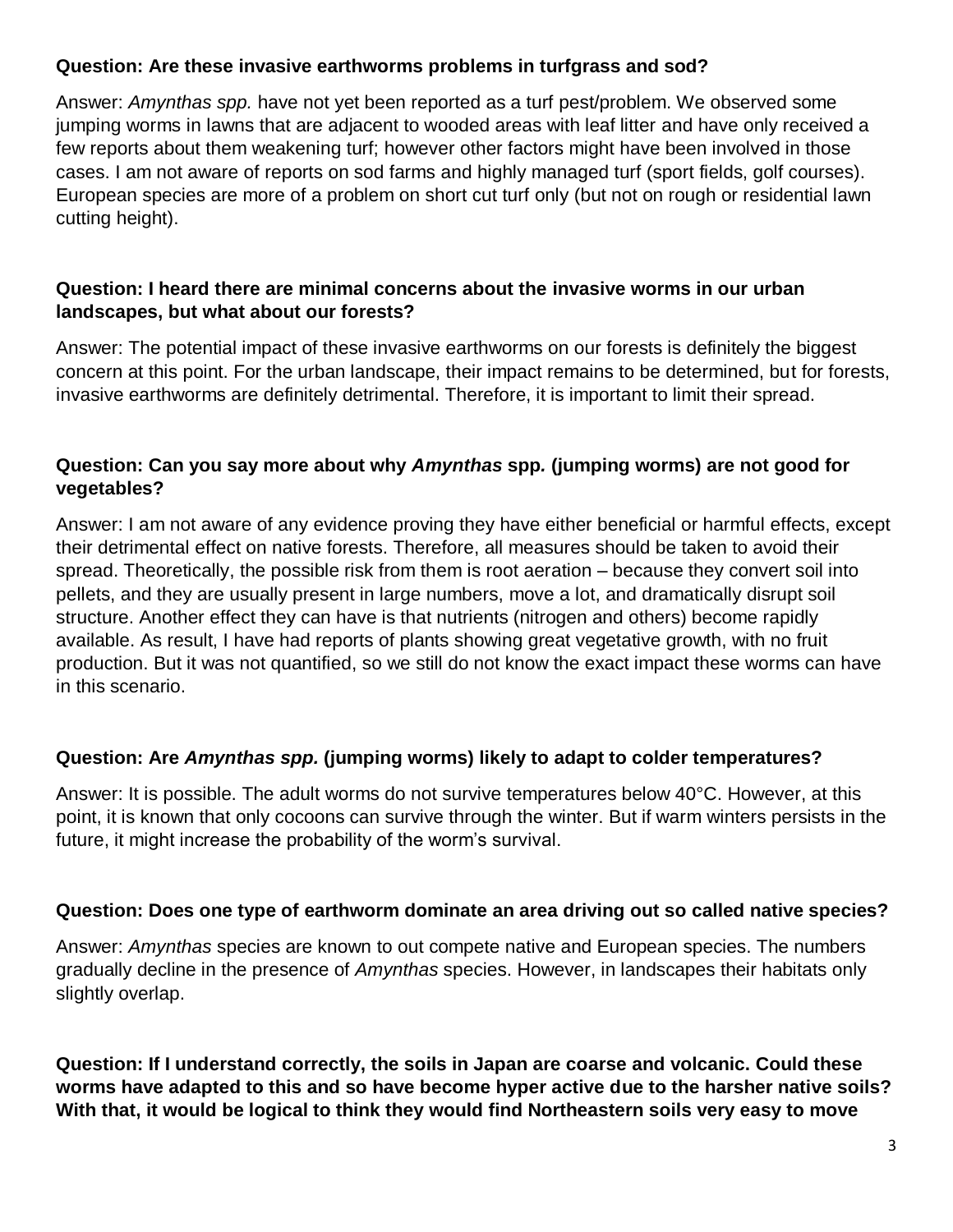**Question: Are these invasive earthworms problems in turfgrass and sod?**

Answer: *Amynthas spp.* have not yet been reported as a turf pest/problem. We observed some jumping worms in lawns that are adjacent to wooded areas with leaf litter and have only received a few reports about them weakening turf; however other factors might have been involved in those cases. I am not aware of reports on sod farms and highly managed turf (sport fields, golf courses). European species are more of a problem on short cut turf only (but not on rough or residential lawn cutting height).

**Question: I heard there are minimal concerns about the invasive worms in our urban landscapes, but what about our forests?**

Answer: The potential impact of these invasive earthworms on our forests is definitely the biggest concern at this point. For the urban landscape, their impact remains to be determined, but for forests, invasive earthworms are definitely detrimental. Therefore, it is important to limit their spread.

**Question: Can you say more about why *Amynthas* spp. (jumping worms) are not good for vegetables?**

Answer: I am not aware of any evidence proving they have either beneficial or harmful effects, except their detrimental effect on native forests. Therefore, all measures should be taken to avoid their spread. Theoretically, the possible risk from them is root aeration – because they convert soil into pellets, and they are usually present in large numbers, move a lot, and dramatically disrupt soil structure. Another effect they can have is that nutrients (nitrogen and others) become rapidly available. As result, I have had reports of plants showing great vegetative growth, with no fruit production. But it was not quantified, so we still do not know the exact impact these worms can have in this scenario.

**Question: Are *Amynthas spp.* (jumping worms) likely to adapt to colder temperatures?**

Answer: It is possible. The adult worms do not survive temperatures below 40°C. However, at this point, it is known that only cocoons can survive through the winter. But if warm winters persists in the future, it might increase the probability of the worm's survival.

**Question: Does one type of earthworm dominate an area driving out so called native species?**

Answer: *Amynthas* species are known to out compete native and European species. The numbers gradually decline in the presence of *Amynthas* species. However, in landscapes their habitats only slightly overlap.

**Question: If I understand correctly, the soils in Japan are coarse and volcanic. Could these worms have adapted to this and so have become hyper active due to the harsher native soils? With that, it would be logical to think they would find Northeastern soils very easy to move**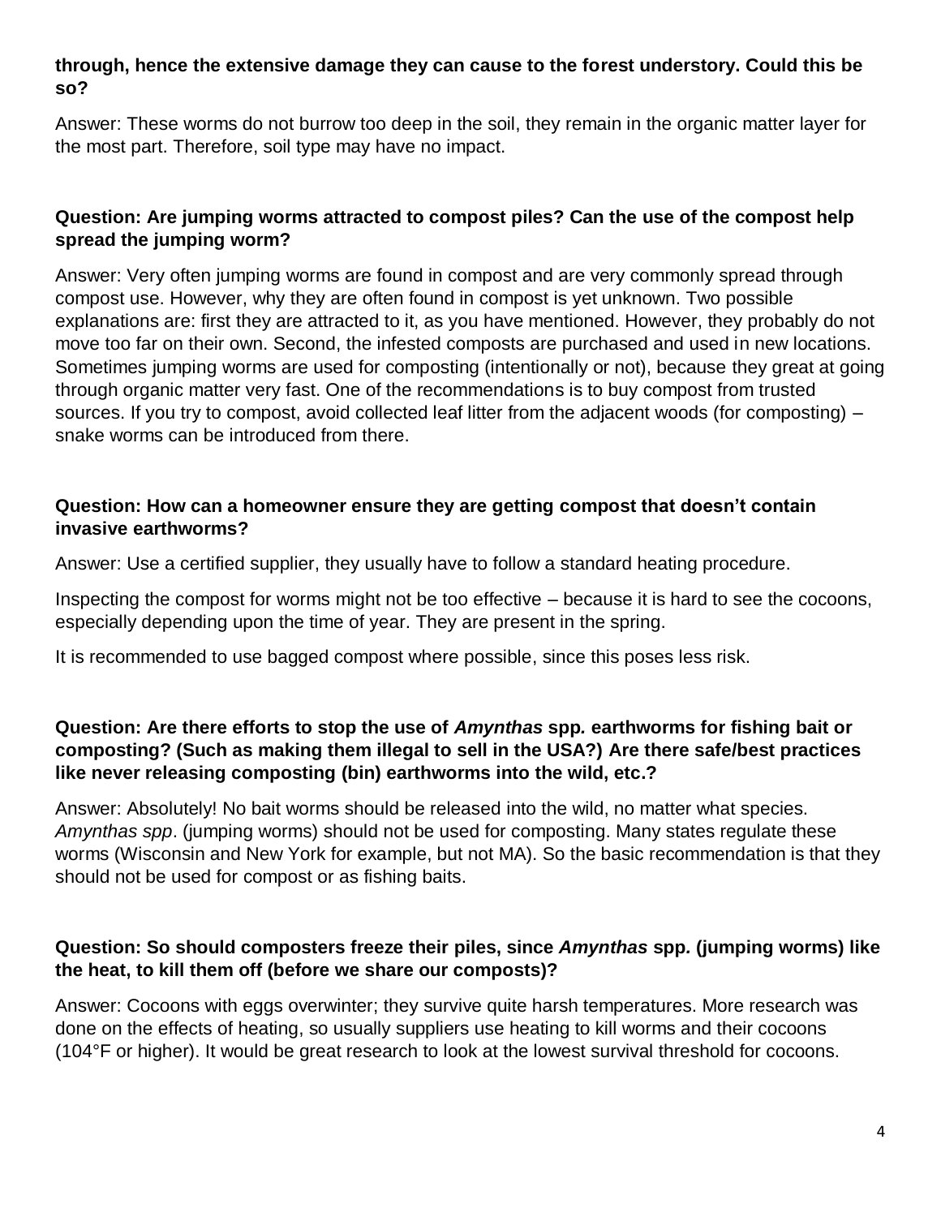**through, hence the extensive damage they can cause to the forest understory. Could this be so?**

Answer: These worms do not burrow too deep in the soil, they remain in the organic matter layer for the most part. Therefore, soil type may have no impact.

**Question: Are jumping worms attracted to compost piles? Can the use of the compost help spread the jumping worm?**

Answer: Very often jumping worms are found in compost and are very commonly spread through compost use. However, why they are often found in compost is yet unknown. Two possible explanations are: first they are attracted to it, as you have mentioned. However, they probably do not move too far on their own. Second, the infested composts are purchased and used in new locations. Sometimes jumping worms are used for composting (intentionally or not), because they great at going through organic matter very fast. One of the recommendations is to buy compost from trusted sources. If you try to compost, avoid collected leaf litter from the adjacent woods (for composting) – snake worms can be introduced from there.

**Question: How can a homeowner ensure they are getting compost that doesn't contain invasive earthworms?**

Answer: Use a certified supplier, they usually have to follow a standard heating procedure.

Inspecting the compost for worms might not be too effective – because it is hard to see the cocoons, especially depending upon the time of year. They are present in the spring.

It is recommended to use bagged compost where possible, since this poses less risk.

**Question: Are there efforts to stop the use of *Amynthas* spp. earthworms for fishing bait or composting? (Such as making them illegal to sell in the USA?) Are there safe/best practices like never releasing composting (bin) earthworms into the wild, etc.?**

Answer: Absolutely! No bait worms should be released into the wild, no matter what species. *Amynthas spp*. (jumping worms) should not be used for composting. Many states regulate these worms (Wisconsin and New York for example, but not MA). So the basic recommendation is that they should not be used for compost or as fishing baits.

**Question: So should composters freeze their piles, since *Amynthas* spp. (jumping worms) like the heat, to kill them off (before we share our composts)?**

Answer: Cocoons with eggs overwinter; they survive quite harsh temperatures. More research was done on the effects of heating, so usually suppliers use heating to kill worms and their cocoons (104°F or higher). It would be great research to look at the lowest survival threshold for cocoons.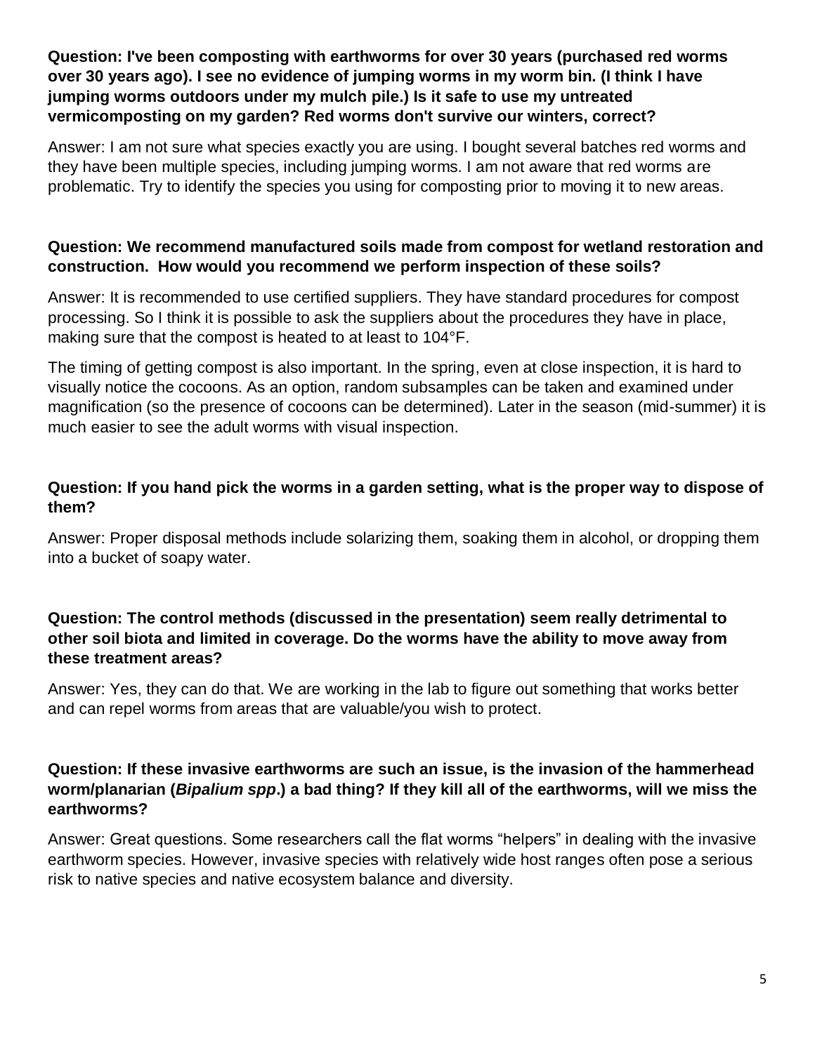**Question: I've been composting with earthworms for over 30 years (purchased red worms over 30 years ago). I see no evidence of jumping worms in my worm bin. (I think I have jumping worms outdoors under my mulch pile.) Is it safe to use my untreated vermicomposting on my garden? Red worms don't survive our winters, correct?**

Answer: I am not sure what species exactly you are using. I bought several batches red worms and they have been multiple species, including jumping worms. I am not aware that red worms are problematic. Try to identify the species you using for composting prior to moving it to new areas.

**Question: We recommend manufactured soils made from compost for wetland restoration and construction. How would you recommend we perform inspection of these soils?**

Answer: It is recommended to use certified suppliers. They have standard procedures for compost processing. So I think it is possible to ask the suppliers about the procedures they have in place, making sure that the compost is heated to at least to 104°F.

The timing of getting compost is also important. In the spring, even at close inspection, it is hard to visually notice the cocoons. As an option, random subsamples can be taken and examined under magnification (so the presence of cocoons can be determined). Later in the season (mid-summer) it is much easier to see the adult worms with visual inspection.

**Question: If you hand pick the worms in a garden setting, what is the proper way to dispose of them?**

Answer: Proper disposal methods include solarizing them, soaking them in alcohol, or dropping them into a bucket of soapy water.

**Question: The control methods (discussed in the presentation) seem really detrimental to other soil biota and limited in coverage. Do the worms have the ability to move away from these treatment areas?**

Answer: Yes, they can do that. We are working in the lab to figure out something that works better and can repel worms from areas that are valuable/you wish to protect.

**Question: If these invasive earthworms are such an issue, is the invasion of the hammerhead worm/planarian (*Bipalium spp*.) a bad thing? If they kill all of the earthworms, will we miss the earthworms?**

Answer: Great questions. Some researchers call the flat worms "helpers" in dealing with the invasive earthworm species. However, invasive species with relatively wide host ranges often pose a serious risk to native species and native ecosystem balance and diversity.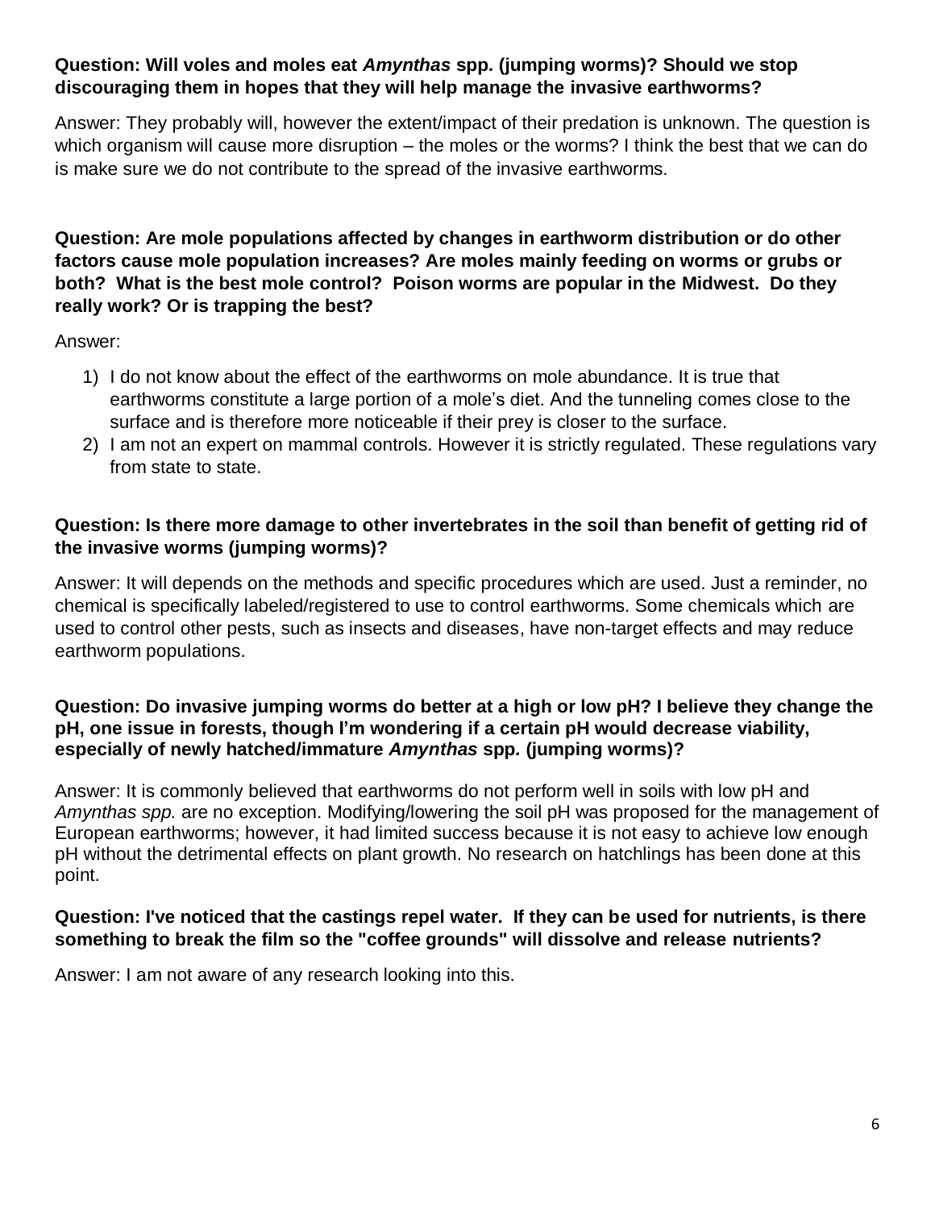**Question: Will voles and moles eat *Amynthas* spp. (jumping worms)? Should we stop discouraging them in hopes that they will help manage the invasive earthworms?**

Answer: They probably will, however the extent/impact of their predation is unknown. The question is which organism will cause more disruption – the moles or the worms? I think the best that we can do is make sure we do not contribute to the spread of the invasive earthworms.

**Question: Are mole populations affected by changes in earthworm distribution or do other factors cause mole population increases? Are moles mainly feeding on worms or grubs or both? What is the best mole control? Poison worms are popular in the Midwest. Do they really work? Or is trapping the best?**

Answer:

1) I do not know about the effect of the earthworms on mole abundance. It is true that earthworms constitute a large portion of a mole's diet. And the tunneling comes close to the surface and is therefore more noticeable if their prey is closer to the surface.
2) I am not an expert on mammal controls. However it is strictly regulated. These regulations vary from state to state.

**Question: Is there more damage to other invertebrates in the soil than benefit of getting rid of the invasive worms (jumping worms)?**

Answer: It will depends on the methods and specific procedures which are used. Just a reminder, no chemical is specifically labeled/registered to use to control earthworms. Some chemicals which are used to control other pests, such as insects and diseases, have non-target effects and may reduce earthworm populations.

**Question: Do invasive jumping worms do better at a high or low pH? I believe they change the pH, one issue in forests, though I'm wondering if a certain pH would decrease viability, especially of newly hatched/immature *Amynthas* spp. (jumping worms)?**

Answer: It is commonly believed that earthworms do not perform well in soils with low pH and *Amynthas spp.* are no exception. Modifying/lowering the soil pH was proposed for the management of European earthworms; however, it had limited success because it is not easy to achieve low enough pH without the detrimental effects on plant growth. No research on hatchlings has been done at this point.

**Question: I've noticed that the castings repel water. If they can be used for nutrients, is there something to break the film so the "coffee grounds" will dissolve and release nutrients?**

Answer: I am not aware of any research looking into this.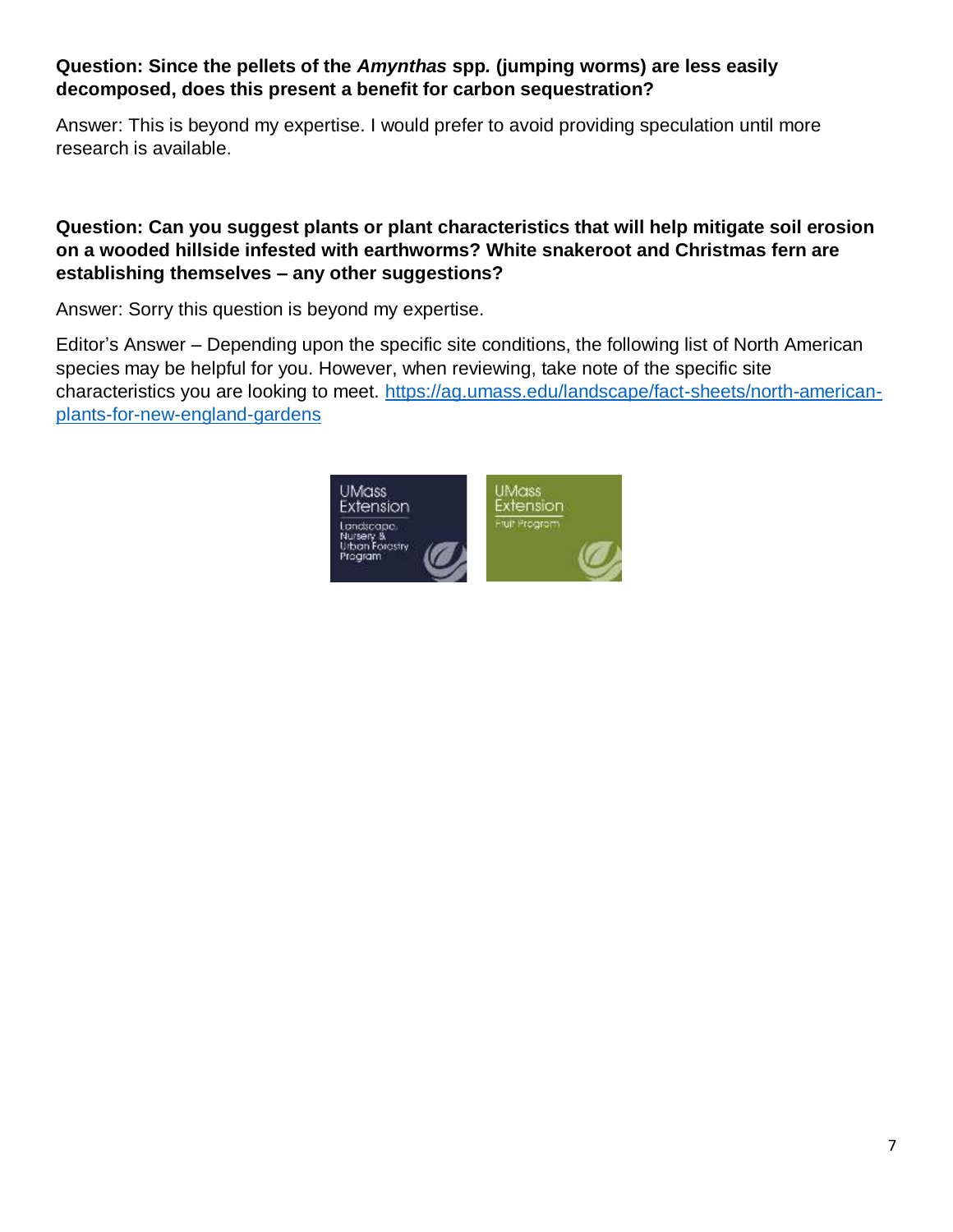**Question: Since the pellets of the *Amynthas* spp. (jumping worms) are less easily decomposed, does this present a benefit for carbon sequestration?**

Answer: This is beyond my expertise. I would prefer to avoid providing speculation until more research is available.

**Question: Can you suggest plants or plant characteristics that will help mitigate soil erosion on a wooded hillside infested with earthworms? White snakeroot and Christmas fern are establishing themselves – any other suggestions?**

Answer: Sorry this question is beyond my expertise.

Editor's Answer – Depending upon the specific site conditions, the following list of North American species may be helpful for you. However, when reviewing, take note of the specific site characteristics you are looking to meet. https://ag.umass.edu/landscape/fact-sheets/north-american-plants-for-new-england-gardens

UMass Extension Landscape, Nursery & Urban Forestry Program

UMass Extension Fruit Program